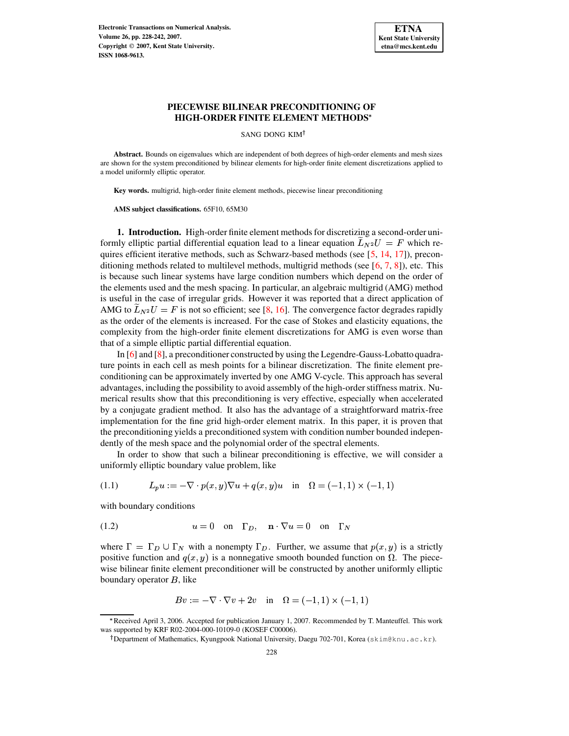# PIECEWISE BILINEAR PRECONDITIONING OF HIGH-ORDER FINITE ELEMENT METHODS*

SANG DONG KIM†

**Abstract.** Bounds on eigenvalues which are independent of both degrees of high-order elements and mesh sizes are shown for the system preconditioned by bilinear elements for high-order finite element discretizations applied to a model uniformly elliptic operator.

**Key words.** multigrid, high-order finite element methods, piecewise linear preconditioning

**AMS subject classifications.** 65F10, 65M30

**1. Introduction.** High-order finite element methods for discretizing a second-order uniformly elliptic partial differential equation lead to a linear equation $\widetilde{L}_{N^2}U = F$ which requires efficient iterative methods, such as Schwarz-based methods (see [5, 14, 17]), preconditioning methods related to multilevel methods, multigrid methods (see [6, 7, 8]), etc. This is because such linear systems have large condition numbers which depend on the order of the elements used and the mesh spacing. In particular, an algebraic multigrid (AMG) method is useful in the case of irregular grids. However it was reported that a direct application of AMG to $\widetilde{L}_{N^2}U = F$ is not so efficient; see [8, 16]. The convergence factor degrades rapidly as the order of the elements is increased. For the case of Stokes and elasticity equations, the complexity from the high-order finite element discretizations for AMG is even worse than that of a simple elliptic partial differential equation.

In [6] and [8], a preconditioner constructed by using the Legendre-Gauss-Lobatto quadrature points in each cell as mesh points for a bilinear discretization. The finite element preconditioning can be approximately inverted by one AMG V-cycle. This approach has several advantages, including the possibility to avoid assembly of the high-order stiffness matrix. Numerical results show that this preconditioning is very effective, especially when accelerated by a conjugate gradient method. It also has the advantage of a straightforward matrix-free implementation for the fine grid high-order element matrix. In this paper, it is proven that the preconditioning yields a preconditioned system with condition number bounded independently of the mesh space and the polynomial order of the spectral elements.

In order to show that such a bilinear preconditioning is effective, we will consider a uniformly elliptic boundary value problem, like

$$L_p u := -\nabla \cdot p(x,y)\nabla u + q(x,y)u \quad \text{in} \quad \Omega = (-1,1) \times (-1,1) \tag{1.1}$$

with boundary conditions

$$u = 0 \quad \text{on} \quad \Gamma_D, \quad \mathbf{n} \cdot \nabla u = 0 \quad \text{on} \quad \Gamma_N \tag{1.2}$$

where $\Gamma = \Gamma_D \cup \Gamma_N$ with a nonempty $\Gamma_D$. Further, we assume that $p(x,y)$ is a strictly positive function and $q(x,y)$ is a nonnegative smooth bounded function on $\Omega$. The piecewise bilinear finite element preconditioner will be constructed by another uniformly elliptic boundary operator $B$, like

$$Bv := -\nabla \cdot \nabla v + 2v \quad \text{in} \quad \Omega = (-1,1) \times (-1,1)$$

*Received April 3, 2006. Accepted for publication January 1, 2007. Recommended by T. Manteuffel. This work was supported by KRF R02-2004-000-10109-0 (KOSEF C00006).

†Department of Mathematics, Kyungpook National University, Daegu 702-701, Korea (skim@knu.ac.kr).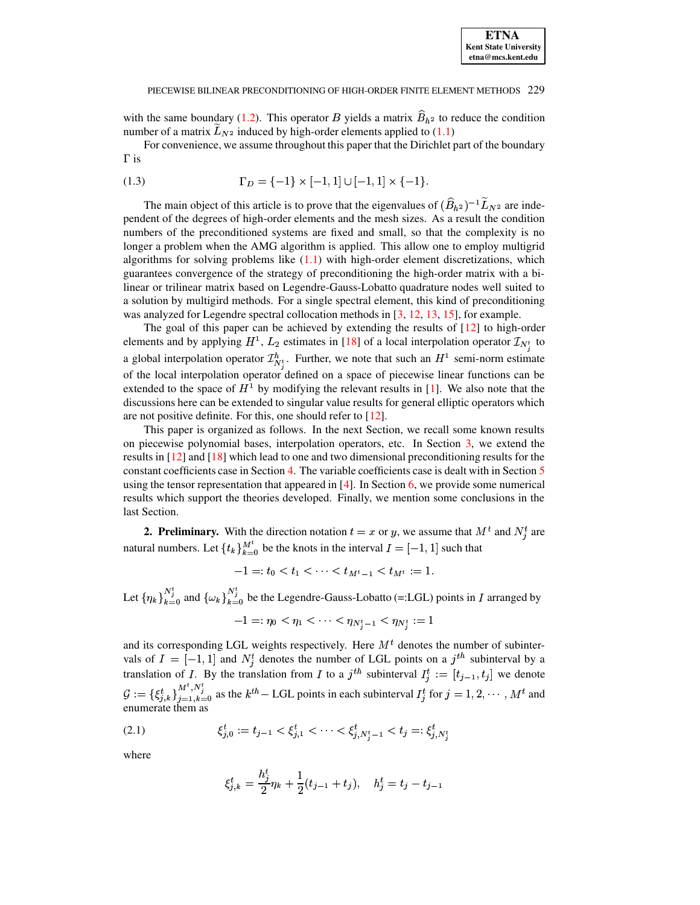with the same boundary (1.2). This operator $B$ yields a matrix $\widehat{B}_{h^2}$ to reduce the condition number of a matrix $\widetilde{L}_{N^2}$ induced by high-order elements applied to (1.1)

For convenience, we assume throughout this paper that the Dirichlet part of the boundary $\Gamma$ is

$$\Gamma_D = \{-1\} \times [-1,1] \cup [-1,1] \times \{-1\}. \tag{1.3}$$

The main object of this article is to prove that the eigenvalues of $(\widehat{B}_{h^2})^{-1}\widetilde{L}_{N^2}$ are independent of the degrees of high-order elements and the mesh sizes. As a result the condition numbers of the preconditioned systems are fixed and small, so that the complexity is no longer a problem when the AMG algorithm is applied. This allow one to employ multigrid algorithms for solving problems like (1.1) with high-order element discretizations, which guarantees convergence of the strategy of preconditioning the high-order matrix with a bilinear or trilinear matrix based on Legendre-Gauss-Lobatto quadrature nodes well suited to a solution by multigird methods. For a single spectral element, this kind of preconditioning was analyzed for Legendre spectral collocation methods in [3, 12, 13, 15], for example.

The goal of this paper can be achieved by extending the results of [12] to high-order elements and by applying $H^1$, $L_2$ estimates in [18] of a local interpolation operator $\mathcal{I}_{N_j^t}$ to a global interpolation operator $\mathcal{I}^h_{N_j^t}$. Further, we note that such an $H^1$ semi-norm estimate of the local interpolation operator defined on a space of piecewise linear functions can be extended to the space of $H^1$ by modifying the relevant results in [1]. We also note that the discussions here can be extended to singular value results for general elliptic operators which are not positive definite. For this, one should refer to [12].

This paper is organized as follows. In the next Section, we recall some known results on piecewise polynomial bases, interpolation operators, etc. In Section 3, we extend the results in [12] and [18] which lead to one and two dimensional preconditioning results for the constant coefficients case in Section 4. The variable coefficients case is dealt with in Section 5 using the tensor representation that appeared in [4]. In Section 6, we provide some numerical results which support the theories developed. Finally, we mention some conclusions in the last Section.

**2. Preliminary.** With the direction notation $t = x$ or $y$, we assume that $M^t$ and $N_j^t$ are natural numbers. Let $\{t_k\}_{k=0}^{M^t}$ be the knots in the interval $I = [-1,1]$ such that

$$-1 =: t_0 < t_1 < \cdots < t_{M^t-1} < t_{M^t} := 1.$$

Let $\{\eta_k\}_{k=0}^{N_j^t}$ and $\{\omega_k\}_{k=0}^{N_j^t}$ be the Legendre-Gauss-Lobatto (=:LGL) points in $I$ arranged by

$$-1 =: \eta_0 < \eta_1 < \cdots < \eta_{N_j^t-1} < \eta_{N_j^t} := 1$$

and its corresponding LGL weights respectively. Here $M^t$ denotes the number of subintervals of $I = [-1,1]$ and $N_j^t$ denotes the number of LGL points on a $j^{th}$ subinterval by a translation of $I$. By the translation from $I$ to a $j^{th}$ subinterval $I_j^t := [t_{j-1}, t_j]$ we denote $\mathcal{G} := \{\xi_{j,k}^t\}_{j=1,k=0}^{M^t,N_j^t}$ as the $k^{th}-$ LGL points in each subinterval $I_j^t$ for $j = 1, 2, \cdots, M^t$ and enumerate them as

$$\xi_{j,0}^t := t_{j-1} < \xi_{j,1}^t < \cdots < \xi_{j,N_j^t-1}^t < t_j =: \xi_{j,N_j^t}^t \tag{2.1}$$

where

$$\xi_{j,k}^t = \frac{h_j^t}{2}\eta_k + \frac{1}{2}(t_{j-1} + t_j), \quad h_j^t = t_j - t_{j-1}$$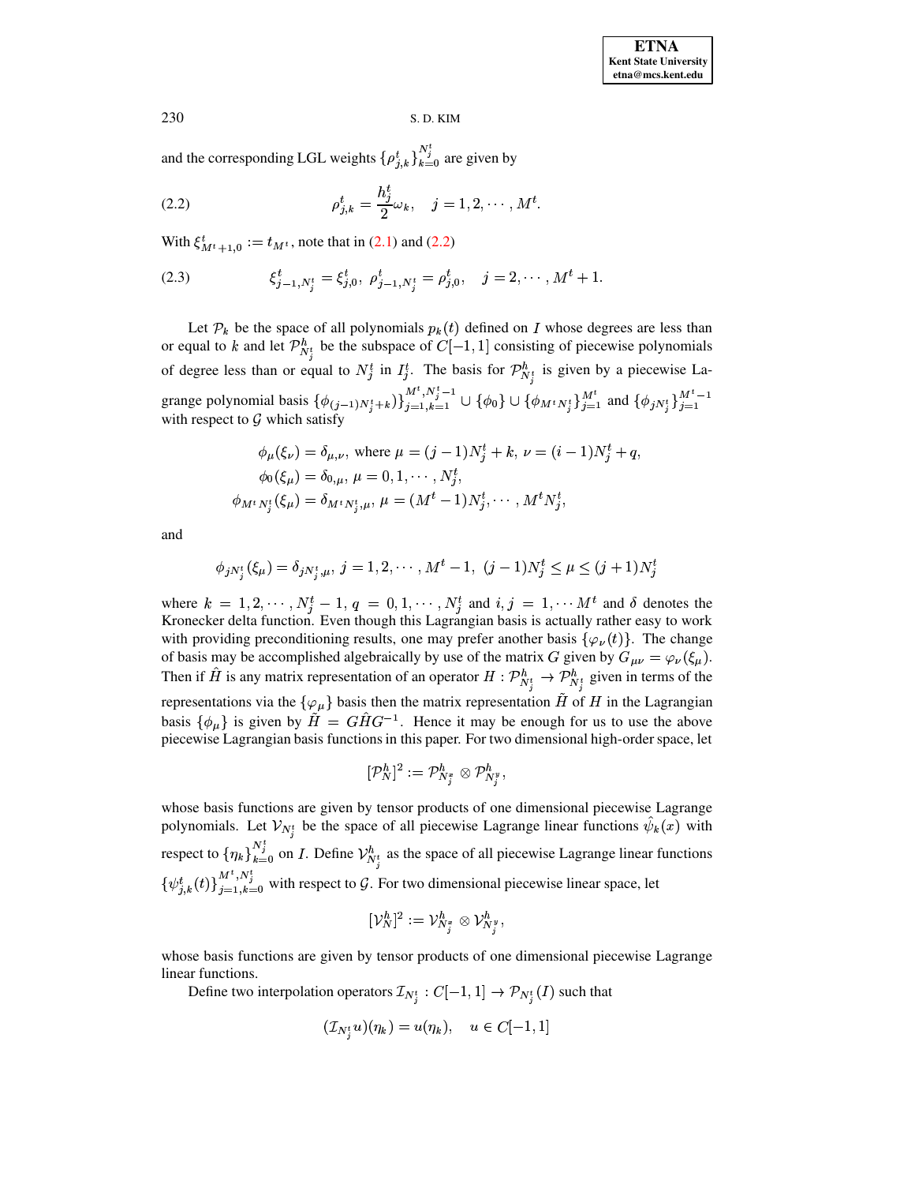and the corresponding LGL weights $\{\rho_{j,k}^t\}_{k=0}^{N_j^t}$ are given by

$$\rho_{j,k}^t = \frac{h_j^t}{2}\omega_k, \quad j = 1, 2, \cdots, M^t. \tag{2.2}$$

With $\xi_{M^t+1,0}^t := t_{M^t}$, note that in (2.1) and (2.2)

$$\xi_{j-1,N_j^t}^t = \xi_{j,0}^t,\ \rho_{j-1,N_j^t}^t = \rho_{j,0}^t, \quad j = 2, \cdots, M^t+1. \tag{2.3}$$

Let $\mathcal{P}_k$ be the space of all polynomials $p_k(t)$ defined on $I$ whose degrees are less than or equal to $k$ and let $\mathcal{P}_{N_j^t}^h$ be the subspace of $C[-1,1]$ consisting of piecewise polynomials of degree less than or equal to $N_j^t$ in $I_j^t$. The basis for $\mathcal{P}_{N_j^t}^h$ is given by a piecewise Lagrange polynomial basis $\{\phi_{(j-1)N_j^t+k}\}_{j=1,k=1}^{M^t,N_j^t-1} \cup \{\phi_0\} \cup \{\phi_{M^tN_j^t}\}_{j=1}^{M^t}$ and $\{\phi_{jN_j^t}\}_{j=1}^{M^t-1}$ with respect to $\mathcal{G}$ which satisfy

$$\begin{aligned}
&\phi_\mu(\xi_\nu) = \delta_{\mu,\nu}, \text{ where } \mu = (j-1)N_j^t + k,\ \nu = (i-1)N_j^t + q,\\
&\phi_0(\xi_\mu) = \delta_{0,\mu},\ \mu = 0, 1, \cdots, N_j^t,\\
&\phi_{M^tN_j^t}(\xi_\mu) = \delta_{M^tN_j^t,\mu},\ \mu = (M^t-1)N_j^t, \cdots, M^tN_j^t,
\end{aligned}$$

and

$$\phi_{jN_j^t}(\xi_\mu) = \delta_{jN_j^t,\mu},\ j = 1, 2, \cdots, M^t-1,\ (j-1)N_j^t \le \mu \le (j+1)N_j^t$$

where $k = 1, 2, \cdots, N_j^t - 1$, $q = 0, 1, \cdots, N_j^t$ and $i, j = 1, \cdots M^t$ and $\delta$ denotes the Kronecker delta function. Even though this Lagrangian basis is actually rather easy to work with providing preconditioning results, one may prefer another basis $\{\varphi_\nu(t)\}$. The change of basis may be accomplished algebraically by use of the matrix $G$ given by $G_{\mu\nu} = \varphi_\nu(\xi_\mu)$. Then if $\hat{H}$ is any matrix representation of an operator $H : \mathcal{P}_{N_j^t}^h \to \mathcal{P}_{N_j^t}^h$ given in terms of the representations via the $\{\varphi_\mu\}$ basis then the matrix representation $\tilde{H}$ of $H$ in the Lagrangian basis $\{\phi_\mu\}$ is given by $\tilde{H} = G\hat{H}G^{-1}$. Hence it may be enough for us to use the above piecewise Lagrangian basis functions in this paper. For two dimensional high-order space, let

$$[\mathcal{P}_N^h]^2 := \mathcal{P}_{N_j^x}^h \otimes \mathcal{P}_{N_j^y}^h,$$

whose basis functions are given by tensor products of one dimensional piecewise Lagrange polynomials. Let $\mathcal{V}_{N_j^t}$ be the space of all piecewise Lagrange linear functions $\hat{\psi}_k(x)$ with respect to $\{\eta_k\}_{k=0}^{N_j^t}$ on $I$. Define $\mathcal{V}_{N_j^t}^h$ as the space of all piecewise Lagrange linear functions $\{\psi_{j,k}^t(t)\}_{j=1,k=0}^{M^t,N_j^t}$ with respect to $\mathcal{G}$. For two dimensional piecewise linear space, let

$$[\mathcal{V}_N^h]^2 := \mathcal{V}_{N_j^x}^h \otimes \mathcal{V}_{N_j^y}^h,$$

whose basis functions are given by tensor products of one dimensional piecewise Lagrange linear functions.

Define two interpolation operators $\mathcal{I}_{N_j^t} : C[-1,1] \to \mathcal{P}_{N_j^t}(I)$ such that

$$(\mathcal{I}_{N_j^t}u)(\eta_k) = u(\eta_k), \quad u \in C[-1,1]$$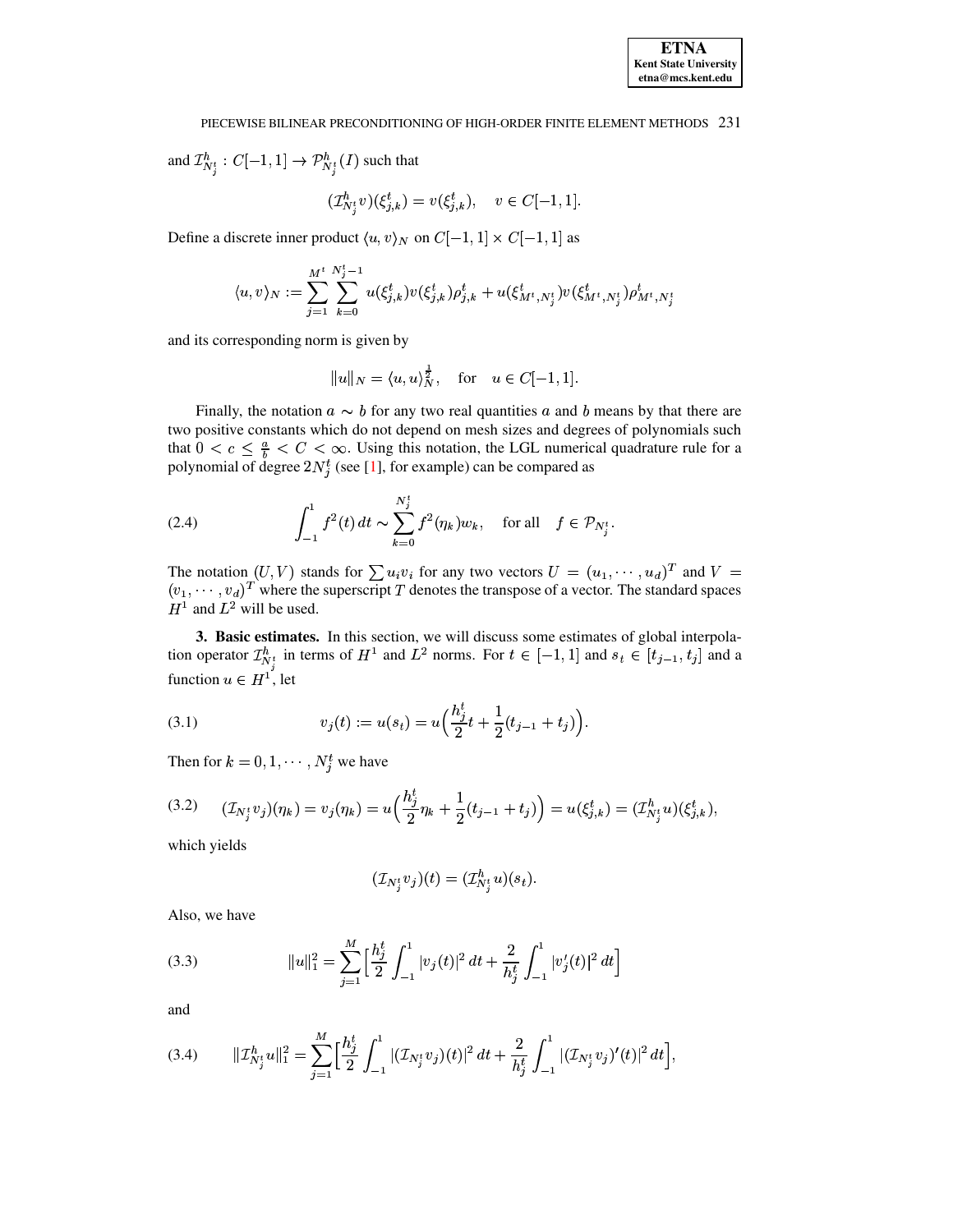and $\mathcal{I}^h_{N^t_j} : C[-1,1] \to \mathcal{P}^h_{N^t_j}(I)$ such that

$$(\mathcal{I}^h_{N^t_j} v)(\xi^t_{j,k}) = v(\xi^t_{j,k}), \quad v \in C[-1,1].$$

Define a discrete inner product $\langle u, v \rangle_N$ on $C[-1,1] \times C[-1,1]$ as

$$\langle u, v \rangle_N := \sum_{j=1}^{M^t} \sum_{k=0}^{N^t_j - 1} u(\xi^t_{j,k}) v(\xi^t_{j,k}) \rho^t_{j,k} + u(\xi^t_{M^t, N^t_j}) v(\xi^t_{M^t, N^t_j}) \rho^t_{M^t, N^t_j}$$

and its corresponding norm is given by

$$\|u\|_N = \langle u, u \rangle_N^{\frac{1}{2}}, \quad \text{for} \quad u \in C[-1,1].$$

Finally, the notation $a \sim b$ for any two real quantities $a$ and $b$ means by that there are two positive constants which do not depend on mesh sizes and degrees of polynomials such that $0 < c \leq \frac{a}{b} < C < \infty$. Using this notation, the LGL numerical quadrature rule for a polynomial of degree $2N^t_j$ (see [1], for example) can be compared as

$$\int_{-1}^{1} f^2(t)\, dt \sim \sum_{k=0}^{N^t_j} f^2(\eta_k) w_k, \quad \text{for all} \quad f \in \mathcal{P}_{N^t_j}. \tag{2.4}$$

The notation $(U, V)$ stands for $\sum u_i v_i$ for any two vectors $U = (u_1, \cdots, u_d)^T$ and $V = (v_1, \cdots, v_d)^T$ where the superscript $T$ denotes the transpose of a vector. The standard spaces $H^1$ and $L^2$ will be used.

## 3. Basic estimates.

In this section, we will discuss some estimates of global interpolation operator $\mathcal{I}^h_{N^t_j}$ in terms of $H^1$ and $L^2$ norms. For $t \in [-1,1]$ and $s_t \in [t_{j-1}, t_j]$ and a function $u \in H^1$, let

$$v_j(t) := u(s_t) = u\Big(\frac{h^t_j}{2} t + \frac{1}{2}(t_{j-1} + t_j)\Big). \tag{3.1}$$

Then for $k = 0, 1, \cdots, N^t_j$ we have

$$(\mathcal{I}_{N^t_j} v_j)(\eta_k) = v_j(\eta_k) = u\Big(\frac{h^t_j}{2} \eta_k + \frac{1}{2}(t_{j-1} + t_j)\Big) = u(\xi^t_{j,k}) = (\mathcal{I}^h_{N^t_j} u)(\xi^t_{j,k}), \tag{3.2}$$

which yields

$$(\mathcal{I}_{N^t_j} v_j)(t) = (\mathcal{I}^h_{N^t_j} u)(s_t).$$

Also, we have

$$\|u\|_1^2 = \sum_{j=1}^{M} \Big[\frac{h^t_j}{2} \int_{-1}^{1} |v_j(t)|^2\, dt + \frac{2}{h^t_j} \int_{-1}^{1} |v_j'(t)|^2\, dt\Big] \tag{3.3}$$

and

$$\|\mathcal{I}^h_{N^t_j} u\|_1^2 = \sum_{j=1}^{M} \Big[\frac{h^t_j}{2} \int_{-1}^{1} |(\mathcal{I}_{N^t_j} v_j)(t)|^2\, dt + \frac{2}{h^t_j} \int_{-1}^{1} |(\mathcal{I}_{N^t_j} v_j)'(t)|^2\, dt\Big], \tag{3.4}$$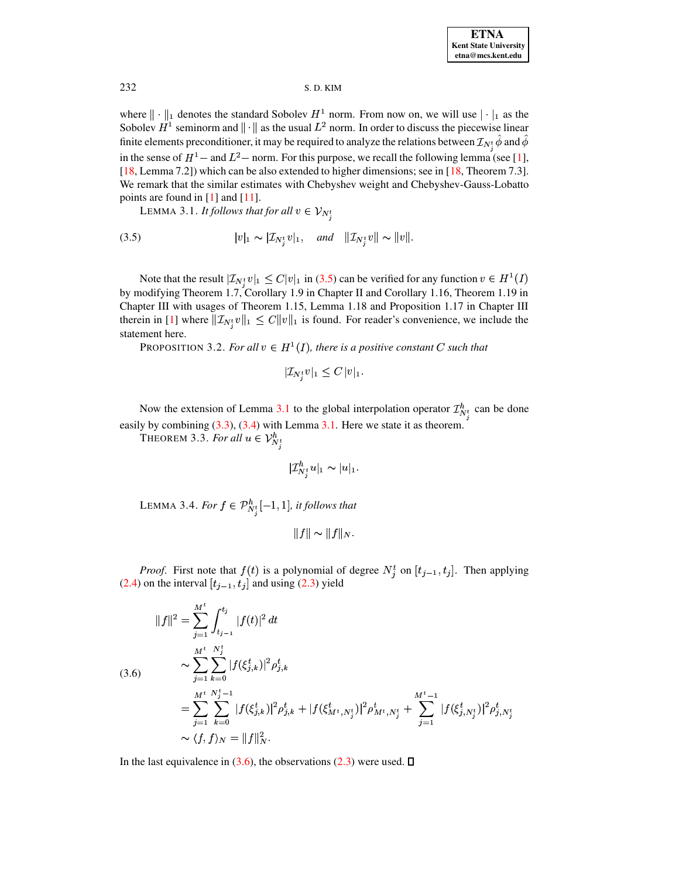where $\|\cdot\|_1$ denotes the standard Sobolev $H^1$ norm. From now on, we will use $|\cdot|_1$ as the Sobolev $H^1$ seminorm and $\|\cdot\|$ as the usual $L^2$ norm. In order to discuss the piecewise linear finite elements preconditioner, it may be required to analyze the relations between $\mathcal{I}_{N_j^t}\hat{\phi}$ and $\hat{\phi}$ in the sense of $H^1-$ and $L^2-$ norm. For this purpose, we recall the following lemma (see [1], [18, Lemma 7.2]) which can be also extended to higher dimensions; see in [18, Theorem 7.3]. We remark that the similar estimates with Chebyshev weight and Chebyshev-Gauss-Lobatto points are found in [1] and [11].

LEMMA 3.1. *It follows that for all $v \in \mathcal{V}_{N_j^t}$*

$$
|v|_1 \sim |\mathcal{I}_{N_j^t} v|_1, \quad \textit{and} \quad \|\mathcal{I}_{N_j^t} v\| \sim \|v\|. \tag{3.5}
$$

Note that the result $|\mathcal{I}_{N_j^t} v|_1 \leq C|v|_1$ in (3.5) can be verified for any function $v \in H^1(I)$ by modifying Theorem 1.7, Corollary 1.9 in Chapter II and Corollary 1.16, Theorem 1.19 in Chapter III with usages of Theorem 1.15, Lemma 1.18 and Proposition 1.17 in Chapter III therein in [1] where $\|\mathcal{I}_{N_j^t} v\|_1 \leq C\|v\|_1$ is found. For reader's convenience, we include the statement here.

PROPOSITION 3.2. *For all $v \in H^1(I)$, there is a positive constant $C$ such that*

$$
|\mathcal{I}_{N_j^t} v|_1 \leq C\,|v|_1.
$$

Now the extension of Lemma 3.1 to the global interpolation operator $\mathcal{I}^h_{N_j^t}$ can be done easily by combining (3.3), (3.4) with Lemma 3.1. Here we state it as theorem.

THEOREM 3.3. *For all $u \in \mathcal{V}^h_{N_j^t}$*

$$
|\mathcal{I}^h_{N_j^t} u|_1 \sim |u|_1.
$$

LEMMA 3.4. *For $f \in \mathcal{P}^h_{N_j^t}[-1,1]$, it follows that*

$$
\|f\| \sim \|f\|_N.
$$

*Proof.* First note that $f(t)$ is a polynomial of degree $N_j^t$ on $[t_{j-1}, t_j]$. Then applying (2.4) on the interval $[t_{j-1}, t_j]$ and using (2.3) yield

$$
\begin{aligned}
\|f\|^2 &= \sum_{j=1}^{M^t} \int_{t_{j-1}}^{t_j} |f(t)|^2\, dt \\
&\sim \sum_{j=1}^{M^t} \sum_{k=0}^{N_j^t} |f(\xi_{j,k}^t)|^2 \rho_{j,k}^t \\
&= \sum_{j=1}^{M^t} \sum_{k=0}^{N_j^t - 1} |f(\xi_{j,k}^t)|^2 \rho_{j,k}^t + |f(\xi_{M^t, N_j^t}^t)|^2 \rho_{M^t, N_j^t}^t + \sum_{j=1}^{M^t - 1} |f(\xi_{j,N_j^t}^t)|^2 \rho_{j,N_j^t}^t \\
&\sim \langle f, f \rangle_N = \|f\|_N^2.
\end{aligned} \tag{3.6}
$$

In the last equivalence in (3.6), the observations (2.3) were used. $\square$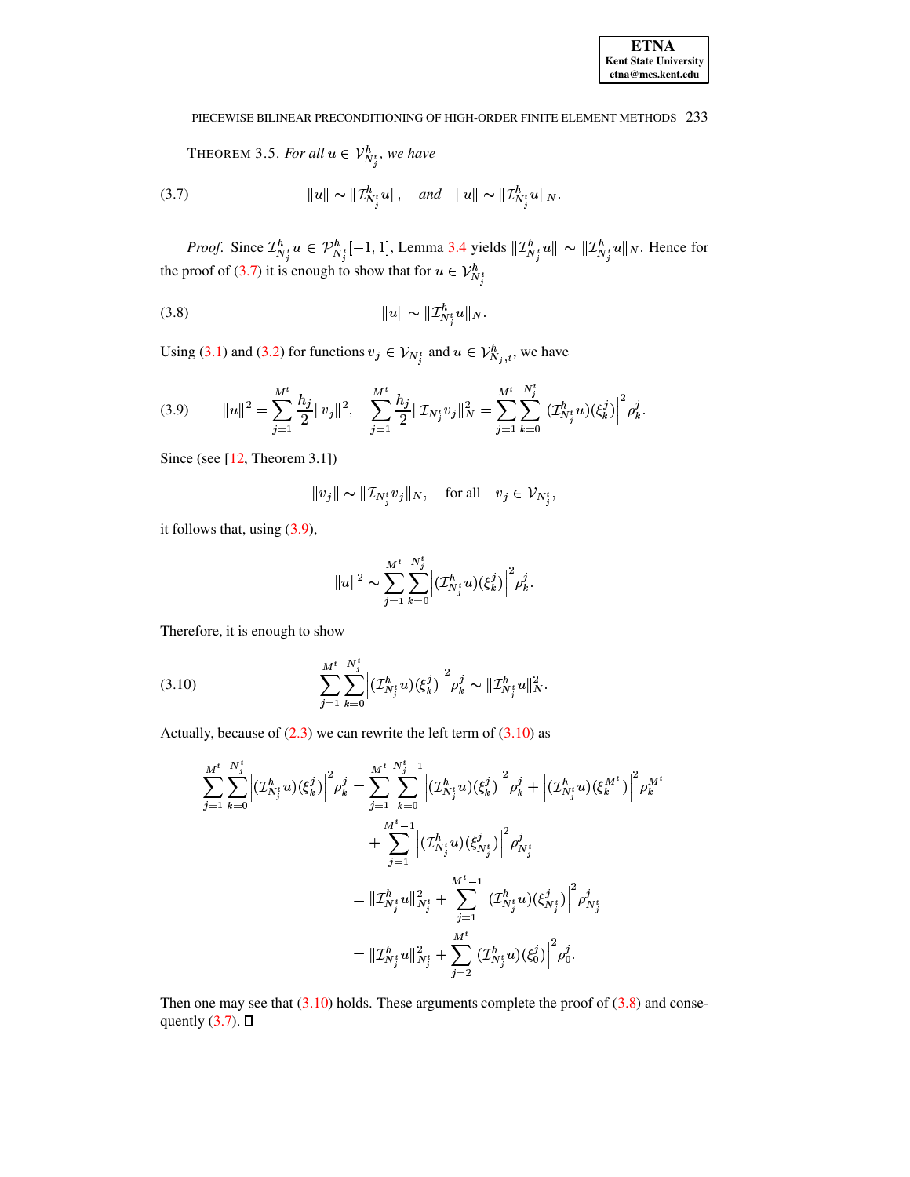THEOREM 3.5. *For all $u \in \mathcal{V}^h_{N^t_j}$, we have*

$$\|u\| \sim \|\mathcal{I}^h_{N^t_j} u\|, \quad \textit{and} \quad \|u\| \sim \|\mathcal{I}^h_{N^t_j} u\|_N. \tag{3.7}$$

*Proof.* Since $\mathcal{I}^h_{N^t_j} u \in \mathcal{P}^h_{N^t_j}[-1,1]$, Lemma 3.4 yields $\|\mathcal{I}^h_{N^t_j} u\| \sim \|\mathcal{I}^h_{N^t_j} u\|_N$. Hence for the proof of (3.7) it is enough to show that for $u \in \mathcal{V}^h_{N^t_j}$

$$\|u\| \sim \|\mathcal{I}^h_{N^t_j} u\|_N. \tag{3.8}$$

Using (3.1) and (3.2) for functions $v_j \in \mathcal{V}_{N^t_j}$ and $u \in \mathcal{V}^h_{N_j,t}$, we have

$$\|u\|^2 = \sum_{j=1}^{M^t} \frac{h_j}{2}\|v_j\|^2, \quad \sum_{j=1}^{M^t} \frac{h_j}{2}\|\mathcal{I}_{N^t_j} v_j\|_N^2 = \sum_{j=1}^{M^t}\sum_{k=0}^{N^t_j}\left|(\mathcal{I}^h_{N^t_j} u)(\xi^j_k)\right|^2 \rho^j_k. \tag{3.9}$$

Since (see [12, Theorem 3.1])

$$\|v_j\| \sim \|\mathcal{I}_{N^t_j} v_j\|_N, \quad \text{for all} \quad v_j \in \mathcal{V}_{N^t_j},$$

it follows that, using (3.9),

$$\|u\|^2 \sim \sum_{j=1}^{M^t}\sum_{k=0}^{N^t_j}\left|(\mathcal{I}^h_{N^t_j} u)(\xi^j_k)\right|^2 \rho^j_k.$$

Therefore, it is enough to show

$$\sum_{j=1}^{M^t}\sum_{k=0}^{N^t_j}\left|(\mathcal{I}^h_{N^t_j} u)(\xi^j_k)\right|^2 \rho^j_k \sim \|\mathcal{I}^h_{N^t_j} u\|_N^2. \tag{3.10}$$

Actually, because of (2.3) we can rewrite the left term of (3.10) as

$$\begin{aligned}
\sum_{j=1}^{M^t}\sum_{k=0}^{N^t_j}\left|(\mathcal{I}^h_{N^t_j} u)(\xi^j_k)\right|^2 \rho^j_k &= \sum_{j=1}^{M^t}\sum_{k=0}^{N^t_j-1}\left|(\mathcal{I}^h_{N^t_j} u)(\xi^j_k)\right|^2 \rho^j_k + \left|(\mathcal{I}^h_{N^t_j} u)(\xi^{M^t}_k)\right|^2 \rho^{M^t}_k \\
&\quad + \sum_{j=1}^{M^t-1}\left|(\mathcal{I}^h_{N^t_j} u)(\xi^j_{N^t_j})\right|^2 \rho^j_{N^t_j} \\
&= \|\mathcal{I}^h_{N^t_j} u\|^2_{N^t_j} + \sum_{j=1}^{M^t-1}\left|(\mathcal{I}^h_{N^t_j} u)(\xi^j_{N^t_j})\right|^2 \rho^j_{N^t_j} \\
&= \|\mathcal{I}^h_{N^t_j} u\|^2_{N^t_j} + \sum_{j=2}^{M^t}\left|(\mathcal{I}^h_{N^t_j} u)(\xi^j_0)\right|^2 \rho^j_0.
\end{aligned}$$

Then one may see that (3.10) holds. These arguments complete the proof of (3.8) and consequently (3.7). $\square$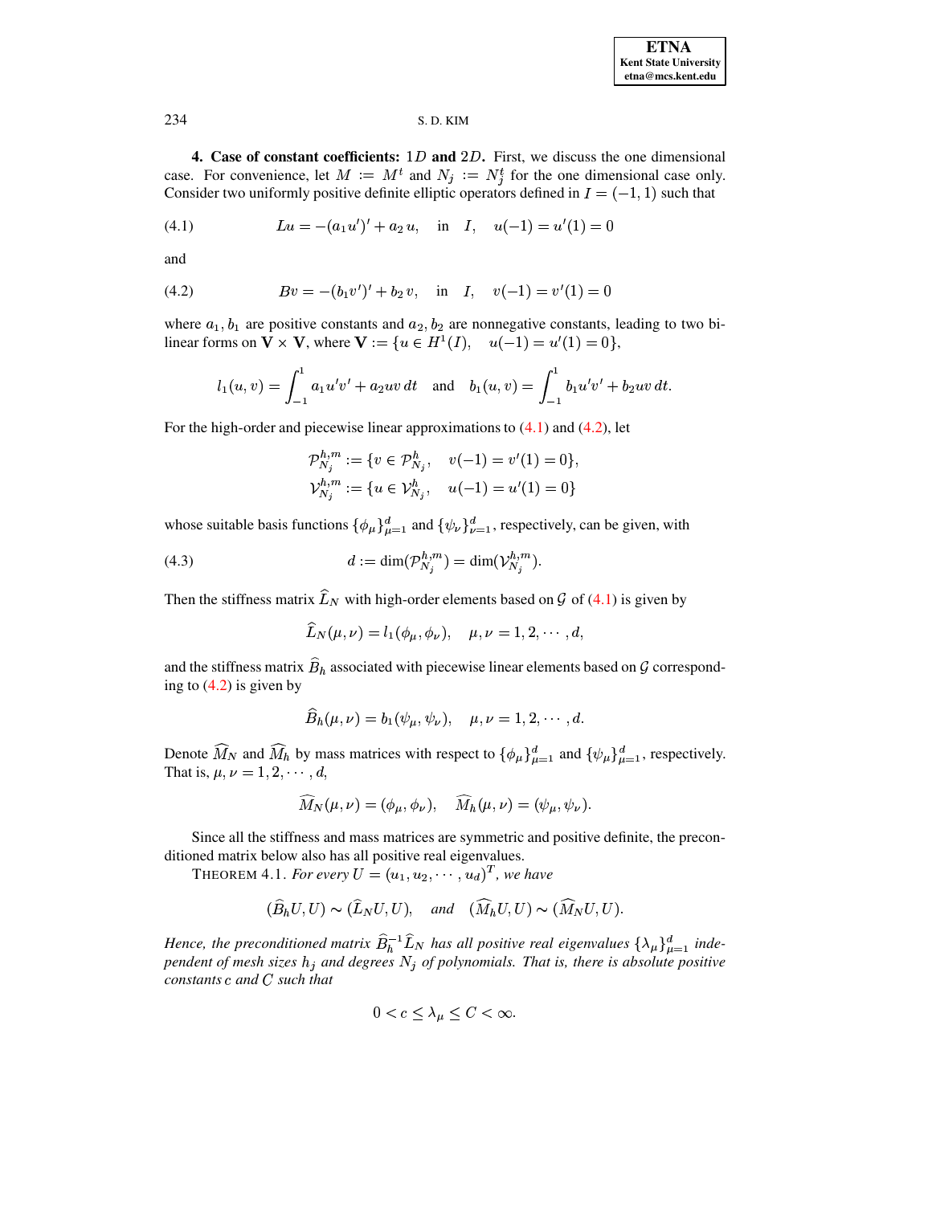**4. Case of constant coefficients:** $1D$ **and** $2D$**.** First, we discuss the one dimensional case. For convenience, let $M := M^t$ and $N_j := N_j^t$ for the one dimensional case only. Consider two uniformly positive definite elliptic operators defined in $I = (-1, 1)$ such that

$$Lu = -(a_1 u')' + a_2\, u, \quad \text{in} \quad I, \quad u(-1) = u'(1) = 0 \tag{4.1}$$

and

$$Bv = -(b_1 v')' + b_2\, v, \quad \text{in} \quad I, \quad v(-1) = v'(1) = 0 \tag{4.2}$$

where $a_1, b_1$ are positive constants and $a_2, b_2$ are nonnegative constants, leading to two bilinear forms on $\mathbf{V} \times \mathbf{V}$, where $\mathbf{V} := \{u \in H^1(I), \quad u(-1) = u'(1) = 0\}$,

$$l_1(u, v) = \int_{-1}^{1} a_1 u' v' + a_2 uv \, dt \quad \text{and} \quad b_1(u, v) = \int_{-1}^{1} b_1 u' v' + b_2 uv \, dt.$$

For the high-order and piecewise linear approximations to (4.1) and (4.2), let

$$\mathcal{P}_{N_j}^{h,m} := \{v \in \mathcal{P}_{N_j}^{h}, \quad v(-1) = v'(1) = 0\},$$
$$\mathcal{V}_{N_j}^{h,m} := \{u \in \mathcal{V}_{N_j}^{h}, \quad u(-1) = u'(1) = 0\}$$

whose suitable basis functions $\{\phi_\mu\}_{\mu=1}^{d}$ and $\{\psi_\nu\}_{\nu=1}^{d}$, respectively, can be given, with

$$d := \dim(\mathcal{P}_{N_j}^{h,m}) = \dim(\mathcal{V}_{N_j}^{h,m}). \tag{4.3}$$

Then the stiffness matrix $\widehat{L}_N$ with high-order elements based on $\mathcal{G}$ of (4.1) is given by

$$\widehat{L}_N(\mu, \nu) = l_1(\phi_\mu, \phi_\nu), \quad \mu, \nu = 1, 2, \cdots, d,$$

and the stiffness matrix $\widehat{B}_h$ associated with piecewise linear elements based on $\mathcal{G}$ corresponding to (4.2) is given by

$$\widehat{B}_h(\mu, \nu) = b_1(\psi_\mu, \psi_\nu), \quad \mu, \nu = 1, 2, \cdots, d.$$

Denote $\widehat{M}_N$ and $\widehat{M}_h$ by mass matrices with respect to $\{\phi_\mu\}_{\mu=1}^{d}$ and $\{\psi_\mu\}_{\mu=1}^{d}$, respectively. That is, $\mu, \nu = 1, 2, \cdots, d$,

$$\widehat{M}_N(\mu, \nu) = (\phi_\mu, \phi_\nu), \quad \widehat{M}_h(\mu, \nu) = (\psi_\mu, \psi_\nu).$$

Since all the stiffness and mass matrices are symmetric and positive definite, the preconditioned matrix below also has all positive real eigenvalues.

THEOREM 4.1. *For every $U = (u_1, u_2, \cdots, u_d)^T$, we have*

$$(\widehat{B}_h U, U) \sim (\widehat{L}_N U, U), \quad \textit{and} \quad (\widehat{M}_h U, U) \sim (\widehat{M}_N U, U).$$

*Hence, the preconditioned matrix $\widehat{B}_h^{-1} \widehat{L}_N$ has all positive real eigenvalues $\{\lambda_\mu\}_{\mu=1}^{d}$ independent of mesh sizes $h_j$ and degrees $N_j$ of polynomials. That is, there is absolute positive constants $c$ and $C$ such that*

$$0 < c \leq \lambda_\mu \leq C < \infty.$$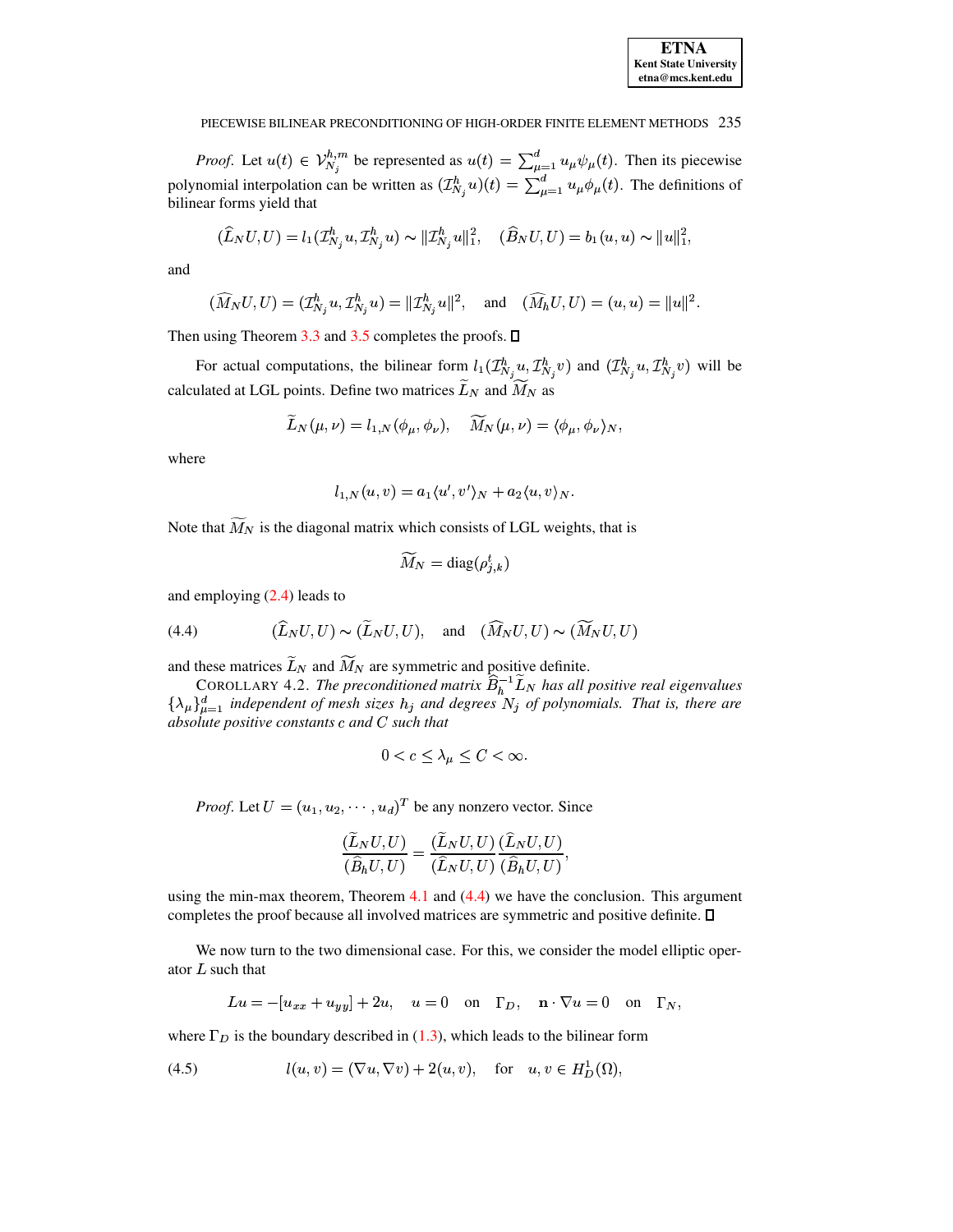*Proof.* Let $u(t) \in \mathcal{V}_{N_j}^{h,m}$ be represented as $u(t) = \sum_{\mu=1}^{d} u_\mu \psi_\mu(t)$. Then its piecewise polynomial interpolation can be written as $(\mathcal{I}_{N_j}^h u)(t) = \sum_{\mu=1}^{d} u_\mu \phi_\mu(t)$. The definitions of bilinear forms yield that

$$(\widehat{L}_N U, U) = l_1(\mathcal{I}_{N_j}^h u, \mathcal{I}_{N_j}^h u) \sim \|\mathcal{I}_{N_j}^h u\|_1^2, \quad (\widehat{B}_N U, U) = b_1(u,u) \sim \|u\|_1^2,$$

and

$$(\widehat{M}_N U, U) = (\mathcal{I}_{N_j}^h u, \mathcal{I}_{N_j}^h u) = \|\mathcal{I}_{N_j}^h u\|^2, \quad \text{and} \quad (\widehat{M}_h U, U) = (u,u) = \|u\|^2.$$

Then using Theorem 3.3 and 3.5 completes the proofs. ∎

For actual computations, the bilinear form $l_1(\mathcal{I}_{N_j}^h u, \mathcal{I}_{N_j}^h v)$ and $(\mathcal{I}_{N_j}^h u, \mathcal{I}_{N_j}^h v)$ will be calculated at LGL points. Define two matrices $\widetilde{L}_N$ and $\widetilde{M}_N$ as

$$\widetilde{L}_N(\mu,\nu) = l_{1,N}(\phi_\mu, \phi_\nu), \quad \widetilde{M}_N(\mu,\nu) = \langle \phi_\mu, \phi_\nu \rangle_N,$$

where

$$l_{1,N}(u,v) = a_1 \langle u', v' \rangle_N + a_2 \langle u, v \rangle_N.$$

Note that $\widetilde{M}_N$ is the diagonal matrix which consists of LGL weights, that is

$$\widetilde{M}_N = \text{diag}(\rho_{j,k}^t)$$

and employing (2.4) leads to

$$(\widehat{L}_N U, U) \sim (\widetilde{L}_N U, U), \quad \text{and} \quad (\widehat{M}_N U, U) \sim (\widetilde{M}_N U, U) \tag{4.4}$$

and these matrices $\widetilde{L}_N$ and $\widetilde{M}_N$ are symmetric and positive definite.

COROLLARY 4.2. *The preconditioned matrix $\widehat{B}_h^{-1} \widetilde{L}_N$ has all positive real eigenvalues $\{\lambda_\mu\}_{\mu=1}^d$ independent of mesh sizes $h_j$ and degrees $N_j$ of polynomials. That is, there are absolute positive constants $c$ and $C$ such that*

$$0 < c \le \lambda_\mu \le C < \infty.$$

*Proof.* Let $U = (u_1, u_2, \cdots, u_d)^T$ be any nonzero vector. Since

$$\frac{(\widetilde{L}_N U, U)}{(\widehat{B}_h U, U)} = \frac{(\widetilde{L}_N U, U)}{(\widehat{L}_N U, U)} \frac{(\widehat{L}_N U, U)}{(\widehat{B}_h U, U)},$$

using the min-max theorem, Theorem 4.1 and (4.4) we have the conclusion. This argument completes the proof because all involved matrices are symmetric and positive definite. ∎

We now turn to the two dimensional case. For this, we consider the model elliptic operator $L$ such that

$$Lu = -[u_{xx} + u_{yy}] + 2u, \quad u = 0 \quad \text{on} \quad \Gamma_D, \quad \mathbf{n} \cdot \nabla u = 0 \quad \text{on} \quad \Gamma_N,$$

where $\Gamma_D$ is the boundary described in (1.3), which leads to the bilinear form

$$l(u,v) = (\nabla u, \nabla v) + 2(u,v), \quad \text{for} \quad u, v \in H_D^1(\Omega), \tag{4.5}$$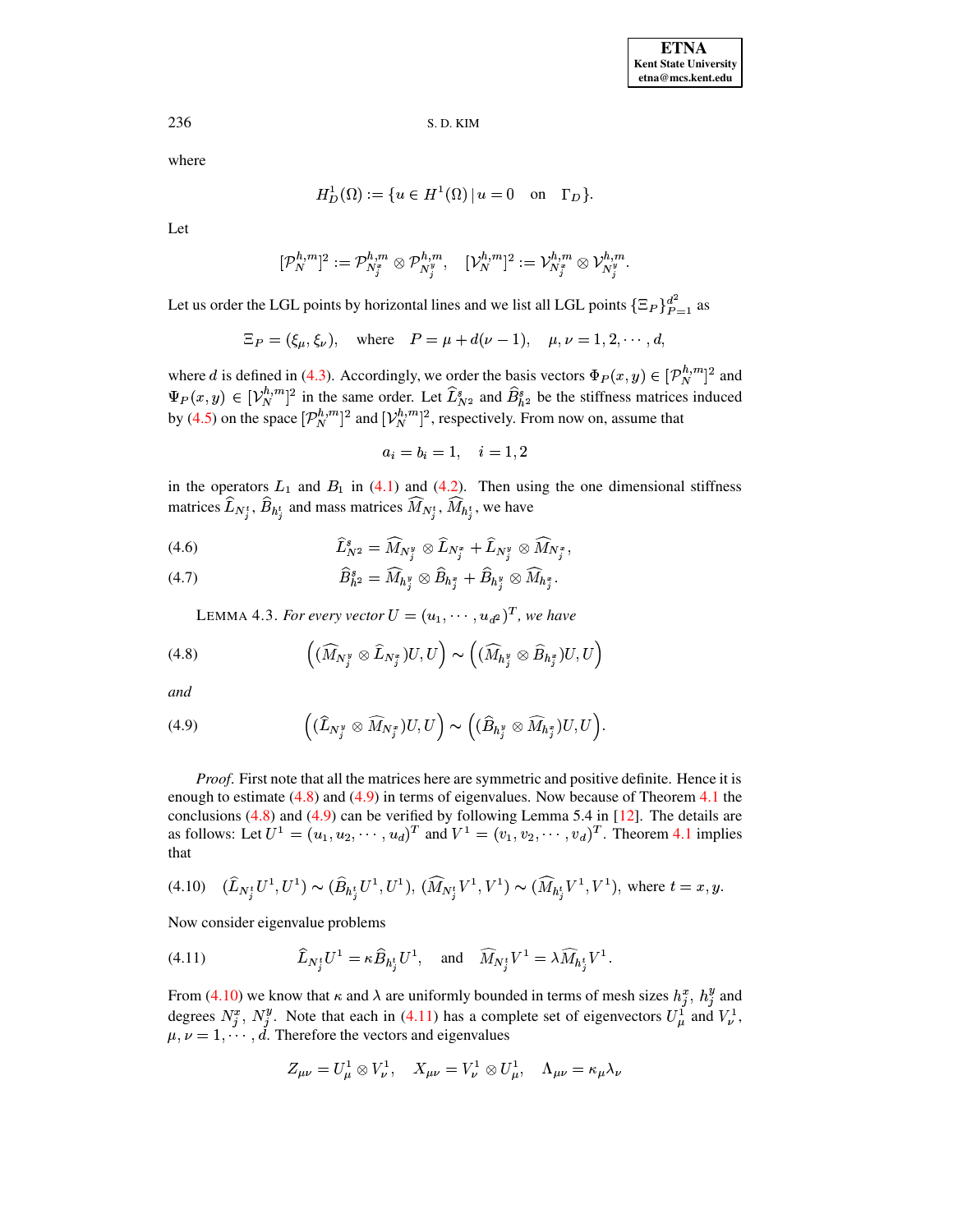where

$$H_D^1(\Omega) := \{u \in H^1(\Omega) \,|\, u = 0 \quad \text{on} \quad \Gamma_D\}.$$

Let

$$[\mathcal{P}_N^{h,m}]^2 := \mathcal{P}_{N_j^x}^{h,m} \otimes \mathcal{P}_{N_j^y}^{h,m}, \quad [\mathcal{V}_N^{h,m}]^2 := \mathcal{V}_{N_j^x}^{h,m} \otimes \mathcal{V}_{N_j^y}^{h,m}.$$

Let us order the LGL points by horizontal lines and we list all LGL points $\{\Xi_P\}_{P=1}^{d^2}$ as

$$\Xi_P = (\xi_\mu, \xi_\nu), \quad \text{where} \quad P = \mu + d(\nu - 1), \quad \mu, \nu = 1, 2, \cdots, d,$$

where $d$ is defined in (4.3). Accordingly, we order the basis vectors $\Phi_P(x,y) \in [\mathcal{P}_N^{h,m}]^2$ and $\Psi_P(x,y) \in [\mathcal{V}_N^{h,m}]^2$ in the same order. Let $\widehat{L}_{N^2}^s$ and $\widehat{B}_{h^2}^s$ be the stiffness matrices induced by (4.5) on the space $[\mathcal{P}_N^{h,m}]^2$ and $[\mathcal{V}_N^{h,m}]^2$, respectively. From now on, assume that

$$a_i = b_i = 1, \quad i = 1, 2$$

in the operators $L_1$ and $B_1$ in (4.1) and (4.2). Then using the one dimensional stiffness matrices $\widehat{L}_{N_j^t}$, $\widehat{B}_{h_j^t}$ and mass matrices $\widehat{M}_{N_j^t}$, $\widehat{M}_{h_j^t}$, we have

$$\widehat{L}_{N^2}^s = \widehat{M}_{N_j^y} \otimes \widehat{L}_{N_j^x} + \widehat{L}_{N_j^y} \otimes \widehat{M}_{N_j^x}, \tag{4.6}$$

$$\widehat{B}_{h^2}^s = \widehat{M}_{h_j^y} \otimes \widehat{B}_{h_j^x} + \widehat{B}_{h_j^y} \otimes \widehat{M}_{h_j^x}. \tag{4.7}$$

LEMMA 4.3. *For every vector $U = (u_1, \cdots, u_{d^2})^T$, we have*

$$\Big( (\widehat{M}_{N_j^y} \otimes \widehat{L}_{N_j^x}) U, U \Big) \sim \Big( (\widehat{M}_{h_j^y} \otimes \widehat{B}_{h_j^x}) U, U \Big) \tag{4.8}$$

*and*

$$\Big( (\widehat{L}_{N_j^y} \otimes \widehat{M}_{N_j^x}) U, U \Big) \sim \Big( (\widehat{B}_{h_j^y} \otimes \widehat{M}_{h_j^x}) U, U \Big). \tag{4.9}$$

*Proof*. First note that all the matrices here are symmetric and positive definite. Hence it is enough to estimate (4.8) and (4.9) in terms of eigenvalues. Now because of Theorem 4.1 the conclusions (4.8) and (4.9) can be verified by following Lemma 5.4 in [12]. The details are as follows: Let $U^1 = (u_1, u_2, \cdots, u_d)^T$ and $V^1 = (v_1, v_2, \cdots, v_d)^T$. Theorem 4.1 implies that

$$(\widehat{L}_{N_j^t} U^1, U^1) \sim (\widehat{B}_{h_j^t} U^1, U^1), \; (\widehat{M}_{N_j^t} V^1, V^1) \sim (\widehat{M}_{h_j^t} V^1, V^1), \text{ where } t = x, y. \tag{4.10}$$

Now consider eigenvalue problems

$$\widehat{L}_{N_j^t} U^1 = \kappa \widehat{B}_{h_j^t} U^1, \quad \text{and} \quad \widehat{M}_{N_j^t} V^1 = \lambda \widehat{M}_{h_j^t} V^1. \tag{4.11}$$

From (4.10) we know that $\kappa$ and $\lambda$ are uniformly bounded in terms of mesh sizes $h_j^x$, $h_j^y$ and degrees $N_j^x$, $N_j^y$. Note that each in (4.11) has a complete set of eigenvectors $U_\mu^1$ and $V_\nu^1$, $\mu, \nu = 1, \cdots, d$. Therefore the vectors and eigenvalues

$$Z_{\mu\nu} = U_\mu^1 \otimes V_\nu^1, \quad X_{\mu\nu} = V_\nu^1 \otimes U_\mu^1, \quad \Lambda_{\mu\nu} = \kappa_\mu \lambda_\nu$$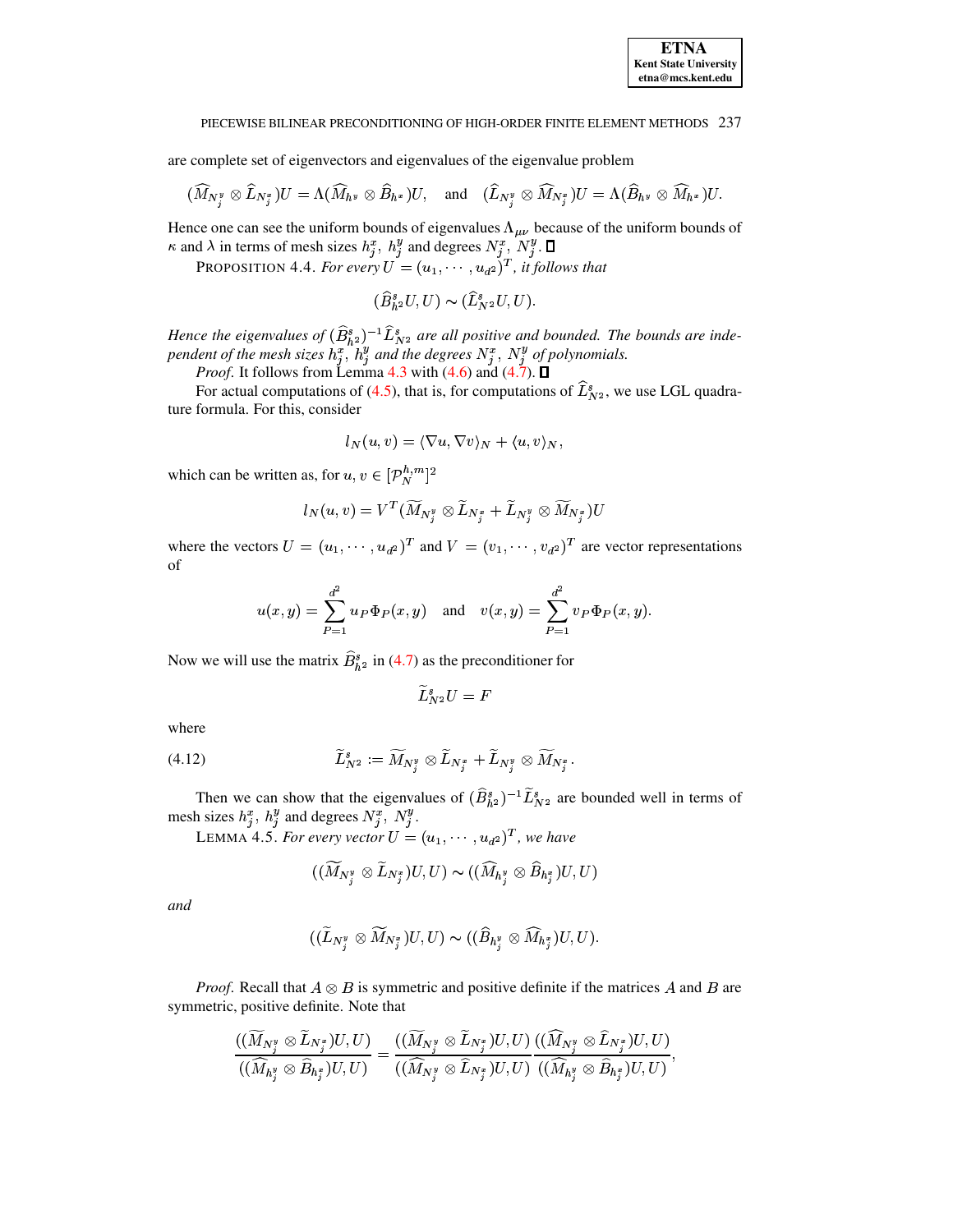are complete set of eigenvectors and eigenvalues of the eigenvalue problem

$$(\widehat{M}_{N_j^y} \otimes \widehat{L}_{N_j^x})U = \Lambda(\widehat{M}_{h^y} \otimes \widehat{B}_{h^x})U, \quad \text{and} \quad (\widehat{L}_{N_j^y} \otimes \widehat{M}_{N_j^x})U = \Lambda(\widehat{B}_{h^y} \otimes \widehat{M}_{h^x})U.$$

Hence one can see the uniform bounds of eigenvalues $\Lambda_{\mu\nu}$ because of the uniform bounds of $\kappa$ and $\lambda$ in terms of mesh sizes $h_j^x,\ h_j^y$ and degrees $N_j^x,\ N_j^y$. ∎

PROPOSITION 4.4. *For every $U = (u_1, \cdots, u_{d^2})^T$, it follows that*

$$(\widehat{B}^s_{h^2}U, U) \sim (\widehat{L}^s_{N^2}U, U).$$

*Hence the eigenvalues of $(\widehat{B}^s_{h^2})^{-1}\widehat{L}^s_{N^2}$ are all positive and bounded. The bounds are independent of the mesh sizes $h_j^x,\ h_j^y$ and the degrees $N_j^x,\ N_j^y$ of polynomials.*

*Proof*. It follows from Lemma 4.3 with (4.6) and (4.7). ∎

For actual computations of (4.5), that is, for computations of $\widehat{L}^s_{N^2}$, we use LGL quadrature formula. For this, consider

$$l_N(u, v) = \langle \nabla u, \nabla v\rangle_N + \langle u, v\rangle_N,$$

which can be written as, for $u, v \in [\mathcal{P}_N^{h,m}]^2$

$$l_N(u, v) = V^T(\widetilde{M}_{N_j^y} \otimes \widetilde{L}_{N_j^x} + \widetilde{L}_{N_j^y} \otimes \widetilde{M}_{N_j^x})U$$

where the vectors $U = (u_1, \cdots, u_{d^2})^T$ and $V = (v_1, \cdots, v_{d^2})^T$ are vector representations of

$$u(x, y) = \sum_{P=1}^{d^2} u_P \Phi_P(x, y) \quad \text{and} \quad v(x, y) = \sum_{P=1}^{d^2} v_P \Phi_P(x, y).$$

Now we will use the matrix $\widehat{B}^s_{h^2}$ in (4.7) as the preconditioner for

$$\widetilde{L}^s_{N^2}U = F$$

where

$$\widetilde{L}^s_{N^2} := \widetilde{M}_{N_j^y} \otimes \widetilde{L}_{N_j^x} + \widetilde{L}_{N_j^y} \otimes \widetilde{M}_{N_j^x}. \tag{4.12}$$

Then we can show that the eigenvalues of $(\widehat{B}^s_{h^2})^{-1}\widetilde{L}^s_{N^2}$ are bounded well in terms of mesh sizes $h_j^x,\ h_j^y$ and degrees $N_j^x,\ N_j^y$.

LEMMA 4.5. *For every vector $U = (u_1, \cdots, u_{d^2})^T$, we have*

$$((\widetilde{M}_{N_j^y} \otimes \widetilde{L}_{N_j^x})U, U) \sim ((\widehat{M}_{h_j^y} \otimes \widehat{B}_{h_j^x})U, U)$$

*and*

$$((\widetilde{L}_{N_j^y} \otimes \widetilde{M}_{N_j^x})U, U) \sim ((\widehat{B}_{h_j^y} \otimes \widehat{M}_{h_j^x})U, U).$$

*Proof*. Recall that $A \otimes B$ is symmetric and positive definite if the matrices $A$ and $B$ are symmetric, positive definite. Note that

$$\frac{((\widetilde{M}_{N_j^y} \otimes \widetilde{L}_{N_j^x})U, U)}{((\widehat{M}_{h_j^y} \otimes \widehat{B}_{h_j^x})U, U)} = \frac{((\widetilde{M}_{N_j^y} \otimes \widetilde{L}_{N_j^x})U, U)}{((\widehat{M}_{N_j^y} \otimes \widehat{L}_{N_j^x})U, U)} \frac{((\widehat{M}_{N_j^y} \otimes \widehat{L}_{N_j^x})U, U)}{((\widehat{M}_{h_j^y} \otimes \widehat{B}_{h_j^x})U, U)},$$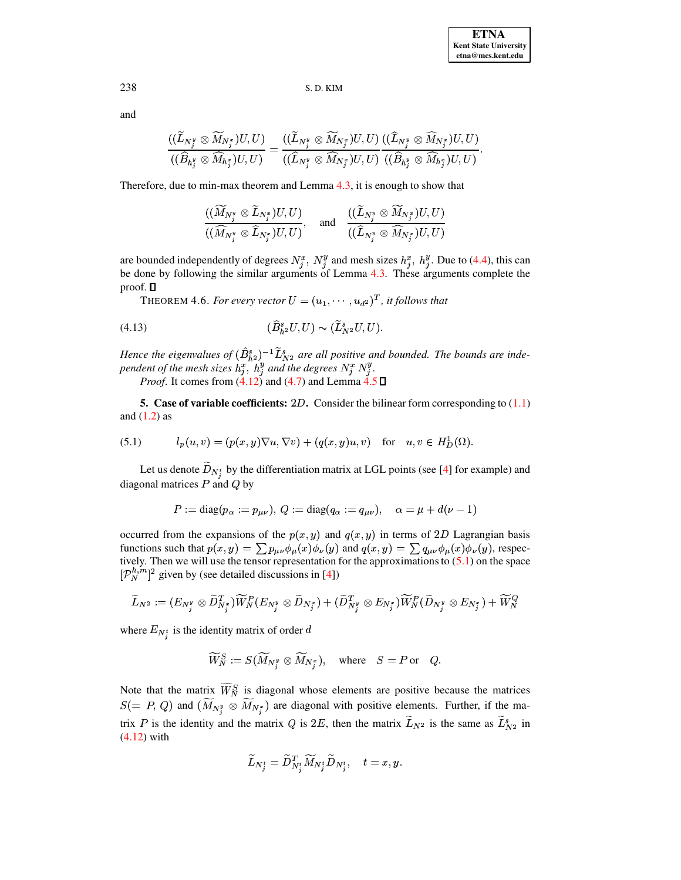and

$$\frac{((\widetilde{L}_{N_j^y} \otimes \widetilde{M}_{N_j^x})U, U)}{((\widehat{B}_{h_j^y} \otimes \widehat{M}_{h_j^x})U, U)} = \frac{((\widetilde{L}_{N_j^y} \otimes \widetilde{M}_{N_j^x})U, U)}{((\widehat{L}_{N_j^y} \otimes \widehat{M}_{N_j^x})U, U)} \frac{((\widehat{L}_{N_j^y} \otimes \widehat{M}_{N_j^x})U, U)}{((\widehat{B}_{h_j^y} \otimes \widehat{M}_{h_j^x})U, U)}.$$

Therefore, due to min-max theorem and Lemma 4.3, it is enough to show that

$$\frac{((\widetilde{M}_{N_j^y} \otimes \widetilde{L}_{N_j^x})U, U)}{((\widehat{M}_{N_j^y} \otimes \widehat{L}_{N_j^x})U, U)}, \quad \text{and} \quad \frac{((\widetilde{L}_{N_j^y} \otimes \widetilde{M}_{N_j^x})U, U)}{((\widehat{L}_{N_j^y} \otimes \widehat{M}_{N_j^x})U, U)}$$

are bounded independently of degrees $N_j^x$, $N_j^y$ and mesh sizes $h_j^x$, $h_j^y$. Due to (4.4), this can be done by following the similar arguments of Lemma 4.3. These arguments complete the proof. $\square$

THEOREM 4.6. *For every vector $U = (u_1, \cdots, u_{d^2})^T$, it follows that*

$$(\widehat{B}^s_{h^2} U, U) \sim (\widetilde{L}^s_{N^2} U, U). \tag{4.13}$$

*Hence the eigenvalues of $(\hat{B}^s_{h^2})^{-1} \widetilde{L}^s_{N^2}$ are all positive and bounded. The bounds are independent of the mesh sizes $h_j^x$, $h_j^y$ and the degrees $N_j^x$ $N_j^y$.*

*Proof.* It comes from (4.12) and (4.7) and Lemma 4.5 $\square$

## 5. Case of variable coefficients: $2D$.

Consider the bilinear form corresponding to (1.1) and (1.2) as

$$l_p(u, v) = (p(x, y)\nabla u, \nabla v) + (q(x, y)u, v) \quad \text{for} \quad u, v \in H^1_D(\Omega). \tag{5.1}$$

Let us denote $\widetilde{D}_{N_j^t}$ by the differentiation matrix at LGL points (see [4] for example) and diagonal matrices $P$ and $Q$ by

$$P := \text{diag}(p_\alpha := p_{\mu\nu}),\ Q := \text{diag}(q_\alpha := q_{\mu\nu}), \quad \alpha = \mu + d(\nu - 1)$$

occurred from the expansions of the $p(x, y)$ and $q(x, y)$ in terms of $2D$ Lagrangian basis functions such that $p(x, y) = \sum p_{\mu\nu}\phi_\mu(x)\phi_\nu(y)$ and $q(x, y) = \sum q_{\mu\nu}\phi_\mu(x)\phi_\nu(y)$, respectively. Then we will use the tensor representation for the approximations to (5.1) on the space $[\mathcal{P}_N^{h,m}]^2$ given by (see detailed discussions in [4])

$$\widetilde{L}_{N^2} := (E_{N_j^y} \otimes \widetilde{D}^T_{N_j^x})\widetilde{W}^P_N(E_{N_j^y} \otimes \widetilde{D}_{N_j^x}) + (\widetilde{D}^T_{N_j^y} \otimes E_{N_j^x})\widetilde{W}^P_N(\widetilde{D}_{N_j^y} \otimes E_{N_j^x}) + \widetilde{W}^Q_N$$

where $E_{N_j^t}$ is the identity matrix of order $d$

$$\widetilde{W}^S_N := S(\widetilde{M}_{N_j^y} \otimes \widetilde{M}_{N_j^x}), \quad \text{where} \quad S = P \text{ or } \quad Q.$$

Note that the matrix $\widetilde{W}^S_N$ is diagonal whose elements are positive because the matrices $S(= P, Q)$ and $(\widetilde{M}_{N_j^y} \otimes \widetilde{M}_{N_j^x})$ are diagonal with positive elements. Further, if the matrix $P$ is the identity and the matrix $Q$ is $2E$, then the matrix $\widetilde{L}_{N^2}$ is the same as $\widetilde{L}^s_{N^2}$ in (4.12) with

$$\widetilde{L}_{N_j^t} = \widetilde{D}^T_{N_j^t} \widetilde{M}_{N_j^t} \widetilde{D}_{N_j^t}, \quad t = x, y.$$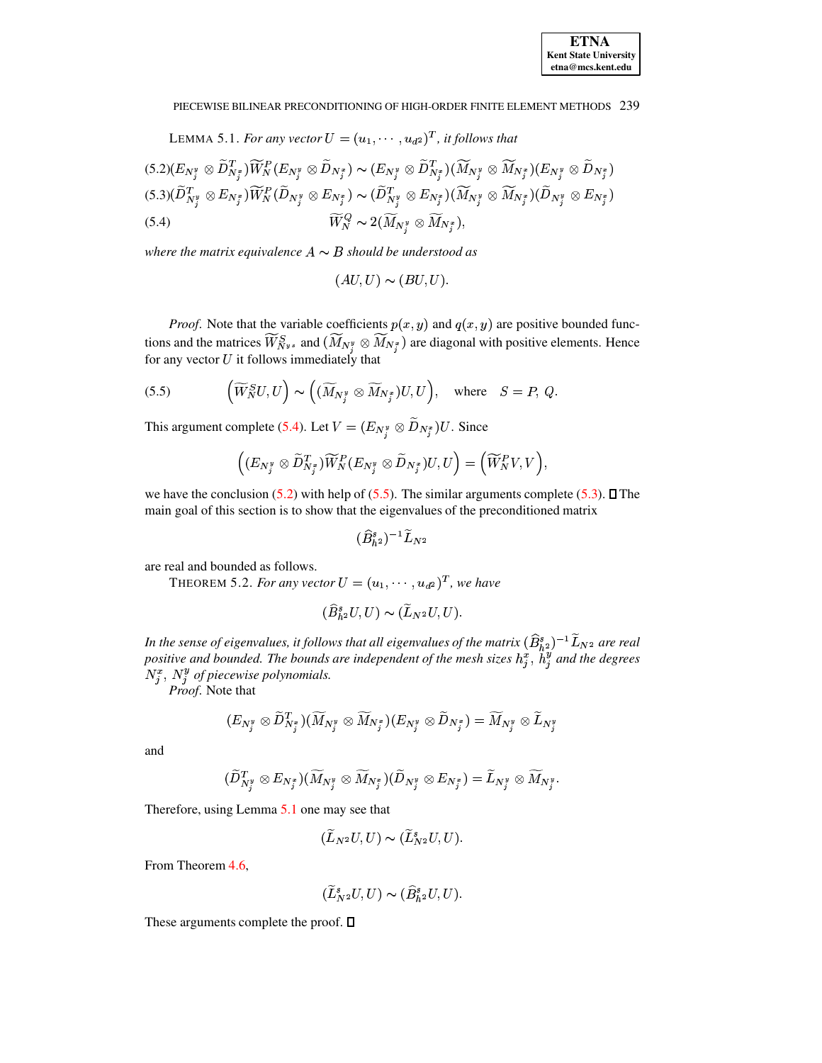LEMMA 5.1. *For any vector $U = (u_1, \cdots, u_{d^2})^T$, it follows that*

$$(E_{N_j^y} \otimes \widetilde{D}_{N_j^x}^T)\widetilde{W}_N^P(E_{N_j^y} \otimes \widetilde{D}_{N_j^x}) \sim (E_{N_j^y} \otimes \widetilde{D}_{N_j^x}^T)(\widetilde{M}_{N_j^y} \otimes \widetilde{M}_{N_j^x})(E_{N_j^y} \otimes \widetilde{D}_{N_j^x}) \tag{5.2}$$

$$(\widetilde{D}_{N_j^y}^T \otimes E_{N_j^x})\widetilde{W}_N^P(\widetilde{D}_{N_j^y} \otimes E_{N_j^x}) \sim (\widetilde{D}_{N_j^y}^T \otimes E_{N_j^x})(\widetilde{M}_{N_j^y} \otimes \widetilde{M}_{N_j^x})(\widetilde{D}_{N_j^y} \otimes E_{N_j^x}) \tag{5.3}$$

$$\widetilde{W}_N^Q \sim 2(\widetilde{M}_{N_j^y} \otimes \widetilde{M}_{N_j^x}), \tag{5.4}$$

*where the matrix equivalence $A \sim B$ should be understood as*

$$(AU, U) \sim (BU, U).$$

*Proof.* Note that the variable coefficients $p(x, y)$ and $q(x, y)$ are positive bounded functions and the matrices $\widetilde{W}_{N^{y,x}}^S$ and $(\widetilde{M}_{N_j^y} \otimes \widetilde{M}_{N_j^x})$ are diagonal with positive elements. Hence for any vector $U$ it follows immediately that

$$\left(\widetilde{W}_N^S U, U\right) \sim \left((\widetilde{M}_{N_j^y} \otimes \widetilde{M}_{N_j^x})U, U\right), \quad \text{where} \quad S = P,\ Q. \tag{5.5}$$

This argument complete (5.4). Let $V = (E_{N_j^y} \otimes \widetilde{D}_{N_j^x})U$. Since

$$\left((E_{N_j^y} \otimes \widetilde{D}_{N_j^x}^T)\widetilde{W}_N^P(E_{N_j^y} \otimes \widetilde{D}_{N_j^x})U, U\right) = \left(\widetilde{W}_N^P V, V\right),$$

we have the conclusion (5.2) with help of (5.5). The similar arguments complete (5.3). ☐ The main goal of this section is to show that the eigenvalues of the preconditioned matrix

$$(\widehat{B}_{h^2}^s)^{-1}\widetilde{L}_{N^2}$$

are real and bounded as follows.

THEOREM 5.2. *For any vector $U = (u_1, \cdots, u_{d^2})^T$, we have*

$$(\widehat{B}_{h^2}^s U, U) \sim (\widetilde{L}_{N^2}U, U).$$

*In the sense of eigenvalues, it follows that all eigenvalues of the matrix $(\widehat{B}_{h^2}^s)^{-1}\widetilde{L}_{N^2}$ are real positive and bounded. The bounds are independent of the mesh sizes $h_j^x$, $h_j^y$ and the degrees $N_j^x$, $N_j^y$ of piecewise polynomials.*

*Proof.* Note that

$$(E_{N_j^y} \otimes \widetilde{D}_{N_j^x}^T)(\widetilde{M}_{N_j^y} \otimes \widetilde{M}_{N_j^x})(E_{N_j^y} \otimes \widetilde{D}_{N_j^x}) = \widetilde{M}_{N_j^y} \otimes \widetilde{L}_{N_j^y}$$

and

$$(\widetilde{D}_{N_j^y}^T \otimes E_{N_j^x})(\widetilde{M}_{N_j^y} \otimes \widetilde{M}_{N_j^x})(\widetilde{D}_{N_j^y} \otimes E_{N_j^x}) = \widetilde{L}_{N_j^y} \otimes \widetilde{M}_{N_j^y}.$$

Therefore, using Lemma 5.1 one may see that

$$(\widetilde{L}_{N^2}U, U) \sim (\widetilde{L}_{N^2}^s U, U).$$

From Theorem 4.6,

$$(\widetilde{L}_{N^2}^s U, U) \sim (\widehat{B}_{h^2}^s U, U).$$

These arguments complete the proof. ☐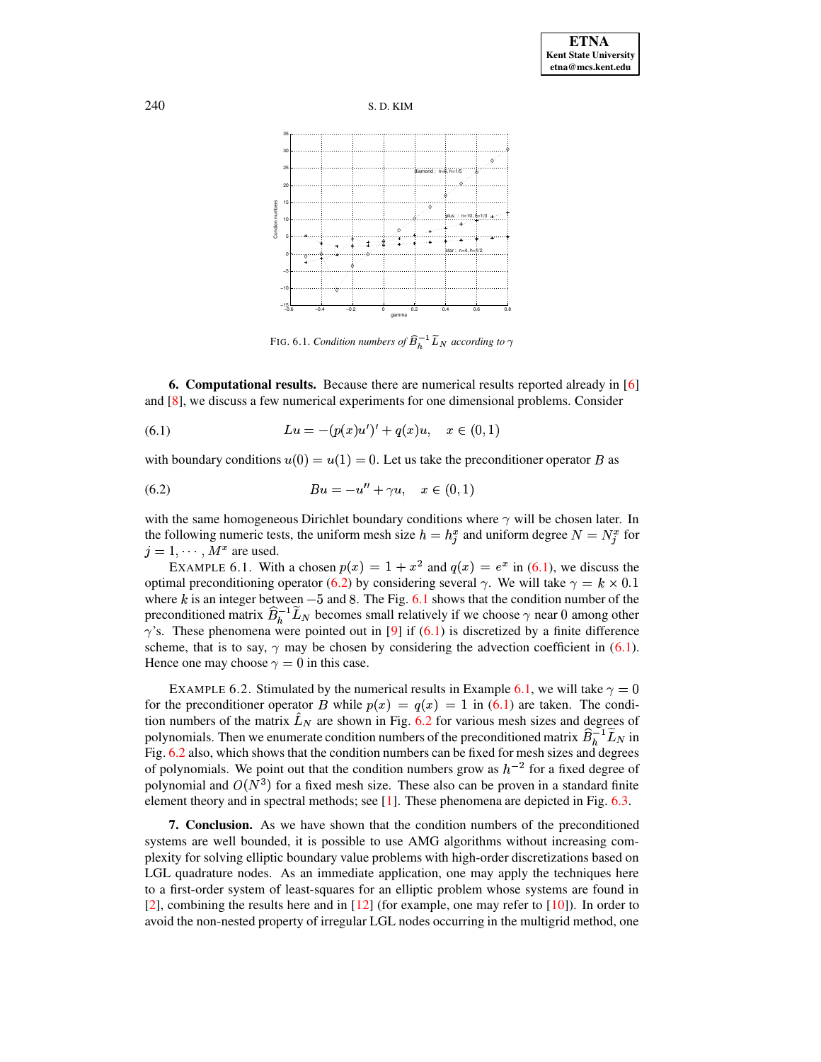FIG. 6.1. *Condition numbers of* $\widehat{B}_h^{-1}\widetilde{L}_N$ *according to* $\gamma$

**6. Computational results.** Because there are numerical results reported already in [6] and [8], we discuss a few numerical experiments for one dimensional problems. Consider

$$Lu = -(p(x)u')' + q(x)u, \quad x \in (0,1) \tag{6.1}$$

with boundary conditions $u(0) = u(1) = 0$. Let us take the preconditioner operator $B$ as

$$Bu = -u'' + \gamma u, \quad x \in (0,1) \tag{6.2}$$

with the same homogeneous Dirichlet boundary conditions where $\gamma$ will be chosen later. In the following numeric tests, the uniform mesh size $h = h_j^x$ and uniform degree $N = N_j^x$ for $j = 1, \cdots, M^x$ are used.

EXAMPLE 6.1. With a chosen $p(x) = 1 + x^2$ and $q(x) = e^x$ in (6.1), we discuss the optimal preconditioning operator (6.2) by considering several $\gamma$. We will take $\gamma = k \times 0.1$ where $k$ is an integer between $-5$ and $8$. The Fig. 6.1 shows that the condition number of the preconditioned matrix $\widehat{B}_h^{-1}\widetilde{L}_N$ becomes small relatively if we choose $\gamma$ near $0$ among other $\gamma$'s. These phenomena were pointed out in [9] if (6.1) is discretized by a finite difference scheme, that is to say, $\gamma$ may be chosen by considering the advection coefficient in (6.1). Hence one may choose $\gamma = 0$ in this case.

EXAMPLE 6.2. Stimulated by the numerical results in Example 6.1, we will take $\gamma = 0$ for the preconditioner operator $B$ while $p(x) = q(x) = 1$ in (6.1) are taken. The condition numbers of the matrix $\hat{L}_N$ are shown in Fig. 6.2 for various mesh sizes and degrees of polynomials. Then we enumerate condition numbers of the preconditioned matrix $\widehat{B}_h^{-1}\widetilde{L}_N$ in Fig. 6.2 also, which shows that the condition numbers can be fixed for mesh sizes and degrees of polynomials. We point out that the condition numbers grow as $h^{-2}$ for a fixed degree of polynomial and $O(N^3)$ for a fixed mesh size. These also can be proven in a standard finite element theory and in spectral methods; see [1]. These phenomena are depicted in Fig. 6.3.

**7. Conclusion.** As we have shown that the condition numbers of the preconditioned systems are well bounded, it is possible to use AMG algorithms without increasing complexity for solving elliptic boundary value problems with high-order discretizations based on LGL quadrature nodes. As an immediate application, one may apply the techniques here to a first-order system of least-squares for an elliptic problem whose systems are found in [2], combining the results here and in [12] (for example, one may refer to [10]). In order to avoid the non-nested property of irregular LGL nodes occurring in the multigrid method, one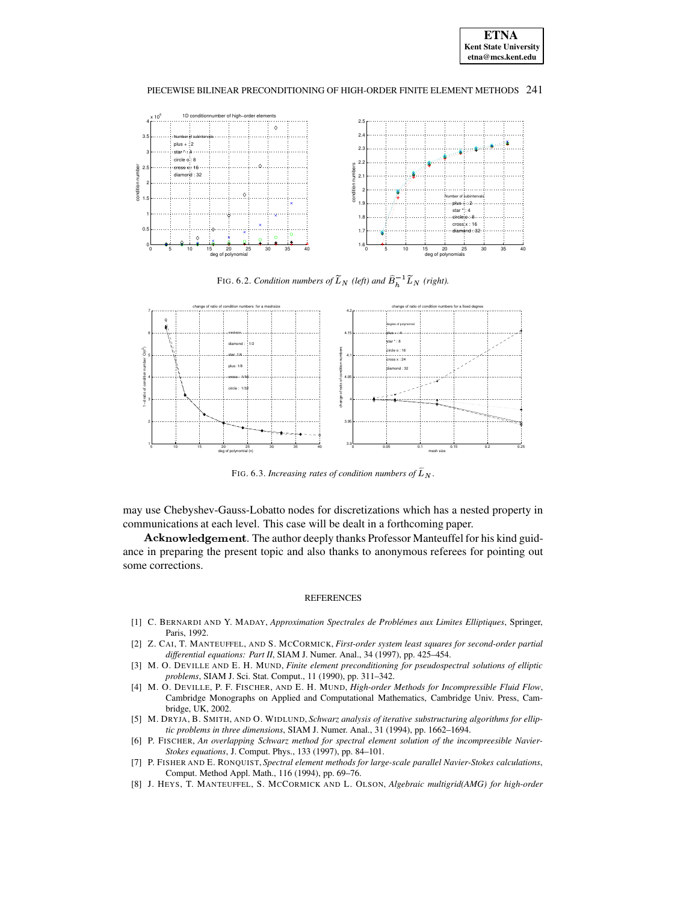FIG. 6.2. *Condition numbers of $\widetilde{L}_N$ (left) and $\widehat{B}_h^{-1}\widetilde{L}_N$ (right).*

FIG. 6.3. *Increasing rates of condition numbers of $\widetilde{L}_N$.*

may use Chebyshev-Gauss-Lobatto nodes for discretizations which has a nested property in communications at each level. This case will be dealt in a forthcoming paper.

**Acknowledgement**. The author deeply thanks Professor Manteuffel for his kind guidance in preparing the present topic and also thanks to anonymous referees for pointing out some corrections.

## REFERENCES

[1] C. BERNARDI AND Y. MADAY, *Approximation Spectrales de Problémes aux Limites Elliptiques*, Springer, Paris, 1992.

[2] Z. CAI, T. MANTEUFFEL, AND S. MCCORMICK, *First-order system least squares for second-order partial differential equations: Part II*, SIAM J. Numer. Anal., 34 (1997), pp. 425–454.

[3] M. O. DEVILLE AND E. H. MUND, *Finite element preconditioning for pseudospectral solutions of elliptic problems*, SIAM J. Sci. Stat. Comput., 11 (1990), pp. 311–342.

[4] M. O. DEVILLE, P. F. FISCHER, AND E. H. MUND, *High-order Methods for Incompressible Fluid Flow*, Cambridge Monographs on Applied and Computational Mathematics, Cambridge Univ. Press, Cambridge, UK, 2002.

[5] M. DRYJA, B. SMITH, AND O. WIDLUND, *Schwarz analysis of iterative substructuring algorithms for elliptic problems in three dimensions*, SIAM J. Numer. Anal., 31 (1994), pp. 1662–1694.

[6] P. FISCHER, *An overlapping Schwarz method for spectral element solution of the incompreesible Navier-Stokes equations*, J. Comput. Phys., 133 (1997), pp. 84–101.

[7] P. FISHER AND E. RONQUIST, *Spectral element methods for large-scale parallel Navier-Stokes calculations*, Comput. Method Appl. Math., 116 (1994), pp. 69–76.

[8] J. HEYS, T. MANTEUFFEL, S. MCCORMICK AND L. OLSON, *Algebraic multigrid(AMG) for high-order*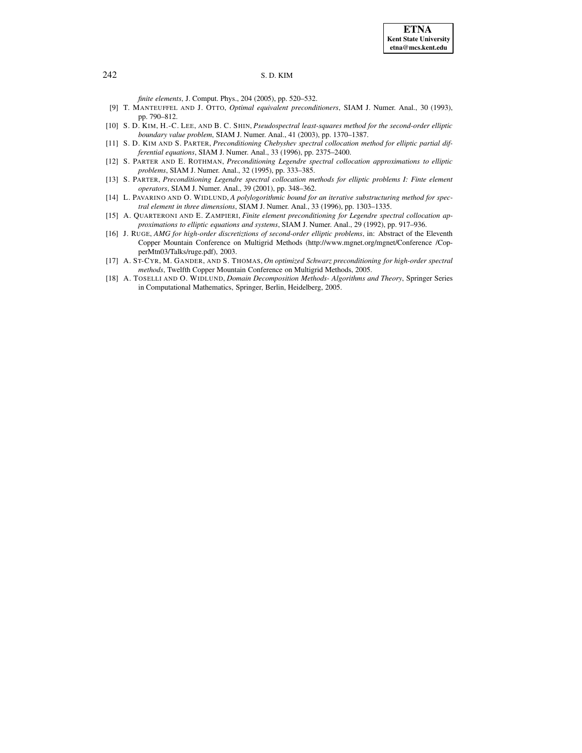*finite elements*, J. Comput. Phys., 204 (2005), pp. 520–532.

[9] T. MANTEUFFEL AND J. OTTO, *Optimal equivalent preconditioners*, SIAM J. Numer. Anal., 30 (1993), pp. 790–812.

[10] S. D. KIM, H.-C. LEE, AND B. C. SHIN, *Pseudospectral least-squares method for the second-order elliptic boundary value problem*, SIAM J. Numer. Anal., 41 (2003), pp. 1370–1387.

[11] S. D. KIM AND S. PARTER, *Preconditioning Chebyshev spectral collocation method for elliptic partial differential equations*, SIAM J. Numer. Anal., 33 (1996), pp. 2375–2400.

[12] S. PARTER AND E. ROTHMAN, *Preconditioning Legendre spectral collocation approximations to elliptic problems*, SIAM J. Numer. Anal., 32 (1995), pp. 333–385.

[13] S. PARTER, *Preconditioning Legendre spectral collocation methods for elliptic problems I: Finte element operators*, SIAM J. Numer. Anal., 39 (2001), pp. 348–362.

[14] L. PAVARINO AND O. WIDLUND, *A polylogorithmic bound for an iterative substructuring method for spectral element in three dimensions*, SIAM J. Numer. Anal., 33 (1996), pp. 1303–1335.

[15] A. QUARTERONI AND E. ZAMPIERI, *Finite element preconditioning for Legendre spectral collocation approximations to elliptic equations and systems*, SIAM J. Numer. Anal., 29 (1992), pp. 917–936.

[16] J. RUGE, *AMG for high-order discretiztions of second-order elliptic problems*, in: Abstract of the Eleventh Copper Mountain Conference on Multigrid Methods (http://www.mgnet.org/mgnet/Conference /CopperMtn03/Talks/ruge.pdf), 2003.

[17] A. ST-CYR, M. GANDER, AND S. THOMAS, *On optimized Schwarz preconditioning for high-order spectral methods*, Twelfth Copper Mountain Conference on Multigrid Methods, 2005.

[18] A. TOSELLI AND O. WIDLUND, *Domain Decomposition Methods- Algorithms and Theory*, Springer Series in Computational Mathematics, Springer, Berlin, Heidelberg, 2005.